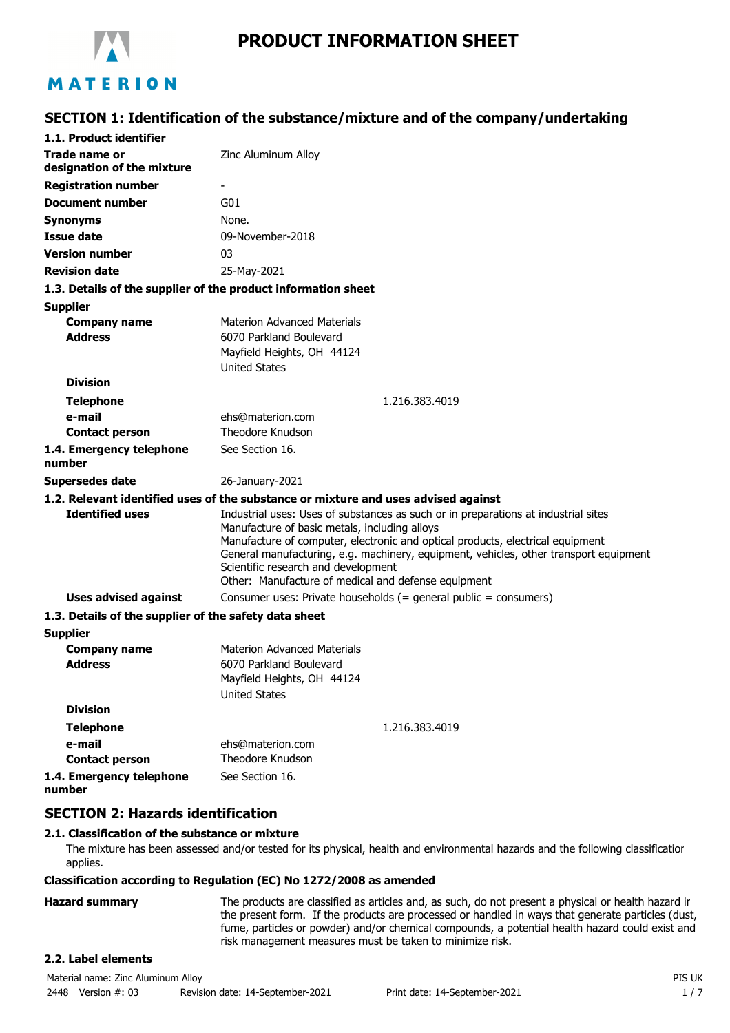# PRODUCT INFORMATION SHEET

## SECTION 1: Identification of the substance/mixture and of the company/undertaking

### 1.1. Product identifier

| | |
|---|---|
| **Trade name or designation of the mixture** | Zinc Aluminum Alloy |
| **Registration number** | - |
| **Document number** | G01 |
| **Synonyms** | None. |
| **Issue date** | 09-November-2018 |
| **Version number** | 03 |
| **Revision date** | 25-May-2021 |

### 1.3. Details of the supplier of the product information sheet

**Supplier**

| | |
|---|---|
| **Company name** | Materion Advanced Materials |
| **Address** | 6070 Parkland Boulevard<br>Mayfield Heights, OH 44124<br>United States |
| **Division** | |
| **Telephone** | 1.216.383.4019 |
| **e-mail** | ehs@materion.com |
| **Contact person** | Theodore Knudson |
| **1.4. Emergency telephone number** | See Section 16. |
| **Supersedes date** | 26-January-2021 |

### 1.2. Relevant identified uses of the substance or mixture and uses advised against

**Identified uses**

Industrial uses: Uses of substances as such or in preparations at industrial sites
Manufacture of basic metals, including alloys
Manufacture of computer, electronic and optical products, electrical equipment
General manufacturing, e.g. machinery, equipment, vehicles, other transport equipment
Scientific research and development
Other: Manufacture of medical and defense equipment

**Uses advised against**

Consumer uses: Private households (= general public = consumers)

### 1.3. Details of the supplier of the safety data sheet

**Supplier**

| | |
|---|---|
| **Company name** | Materion Advanced Materials |
| **Address** | 6070 Parkland Boulevard<br>Mayfield Heights, OH 44124<br>United States |
| **Division** | |
| **Telephone** | 1.216.383.4019 |
| **e-mail** | ehs@materion.com |
| **Contact person** | Theodore Knudson |
| **1.4. Emergency telephone number** | See Section 16. |

## SECTION 2: Hazards identification

### 2.1. Classification of the substance or mixture

The mixture has been assessed and/or tested for its physical, health and environmental hazards and the following classification applies.

**Classification according to Regulation (EC) No 1272/2008 as amended**

**Hazard summary**

The products are classified as articles and, as such, do not present a physical or health hazard in the present form. If the products are processed or handled in ways that generate particles (dust, fume, particles or powder) and/or chemical compounds, a potential health hazard could exist and risk management measures must be taken to minimize risk.

### 2.2. Label elements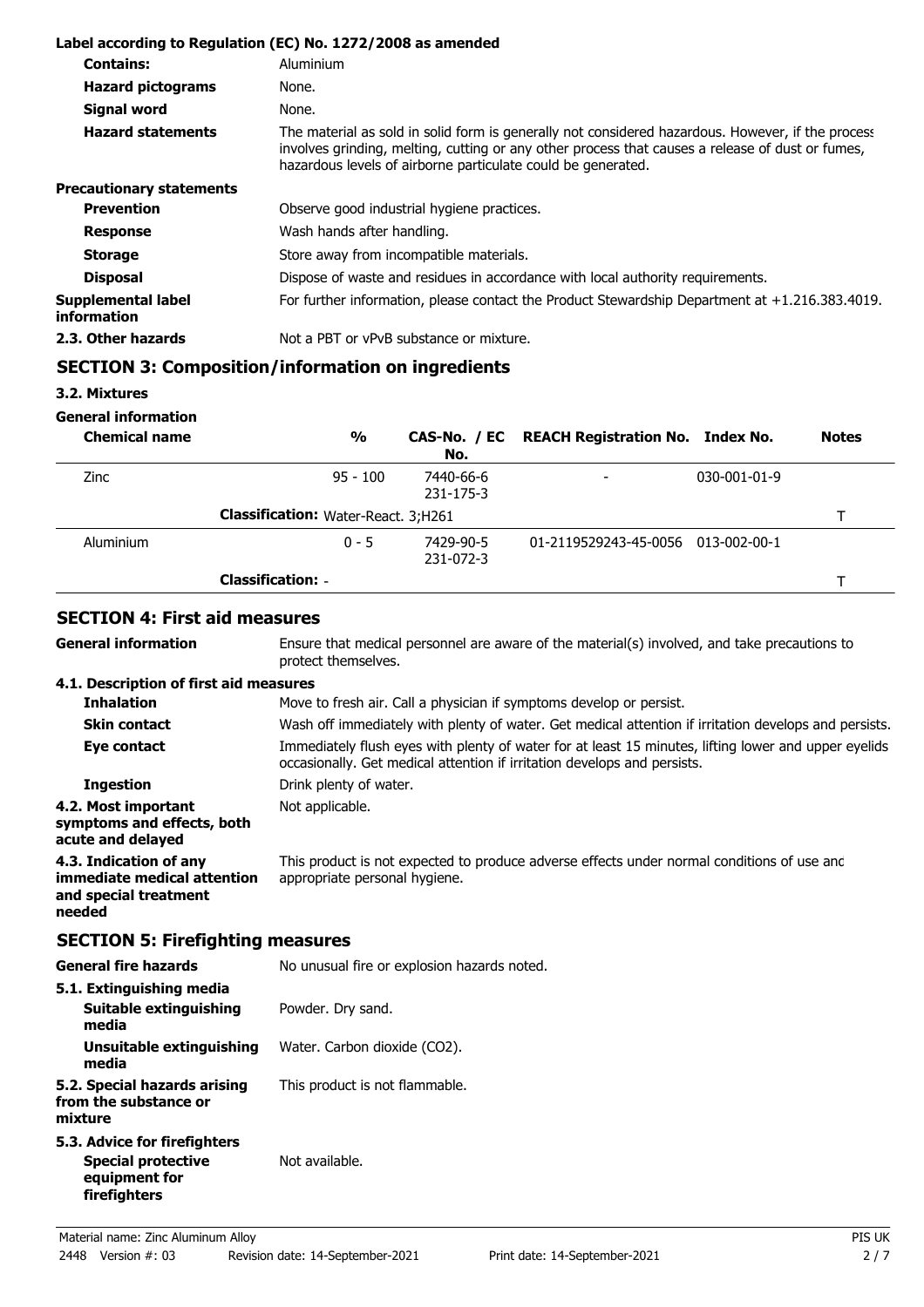**Label according to Regulation (EC) No. 1272/2008 as amended**

| | |
|---|---|
| **Contains:** | Aluminium |
| **Hazard pictograms** | None. |
| **Signal word** | None. |
| **Hazard statements** | The material as sold in solid form is generally not considered hazardous. However, if the process involves grinding, melting, cutting or any other process that causes a release of dust or fumes, hazardous levels of airborne particulate could be generated. |

**Precautionary statements**

| | |
|---|---|
| **Prevention** | Observe good industrial hygiene practices. |
| **Response** | Wash hands after handling. |
| **Storage** | Store away from incompatible materials. |
| **Disposal** | Dispose of waste and residues in accordance with local authority requirements. |
| **Supplemental label information** | For further information, please contact the Product Stewardship Department at +1.216.383.4019. |
| **2.3. Other hazards** | Not a PBT or vPvB substance or mixture. |

## SECTION 3: Composition/information on ingredients

### 3.2. Mixtures

**General information**

| Chemical name | % | CAS-No. / EC No. | REACH Registration No. | Index No. | Notes |
|---|---|---|---|---|---|
| Zinc | 95 - 100 | 7440-66-6 231-175-3 | - | 030-001-01-9 | |
| | **Classification:** Water-React. 3;H261 | | | | T |
| Aluminium | 0 - 5 | 7429-90-5 231-072-3 | 01-2119529243-45-0056 | 013-002-00-1 | |
| | **Classification:** - | | | | T |

## SECTION 4: First aid measures

| | |
|---|---|
| **General information** | Ensure that medical personnel are aware of the material(s) involved, and take precautions to protect themselves. |

**4.1. Description of first aid measures**

| | |
|---|---|
| **Inhalation** | Move to fresh air. Call a physician if symptoms develop or persist. |
| **Skin contact** | Wash off immediately with plenty of water. Get medical attention if irritation develops and persists. |
| **Eye contact** | Immediately flush eyes with plenty of water for at least 15 minutes, lifting lower and upper eyelids occasionally. Get medical attention if irritation develops and persists. |
| **Ingestion** | Drink plenty of water. |
| **4.2. Most important symptoms and effects, both acute and delayed** | Not applicable. |
| **4.3. Indication of any immediate medical attention and special treatment needed** | This product is not expected to produce adverse effects under normal conditions of use and appropriate personal hygiene. |

## SECTION 5: Firefighting measures

| | |
|---|---|
| **General fire hazards** | No unusual fire or explosion hazards noted. |

**5.1. Extinguishing media**

| | |
|---|---|
| **Suitable extinguishing media** | Powder. Dry sand. |
| **Unsuitable extinguishing media** | Water. Carbon dioxide ($CO_2$). |
| **5.2. Special hazards arising from the substance or mixture** | This product is not flammable. |

**5.3. Advice for firefighters**

| | |
|---|---|
| **Special protective equipment for firefighters** | Not available. |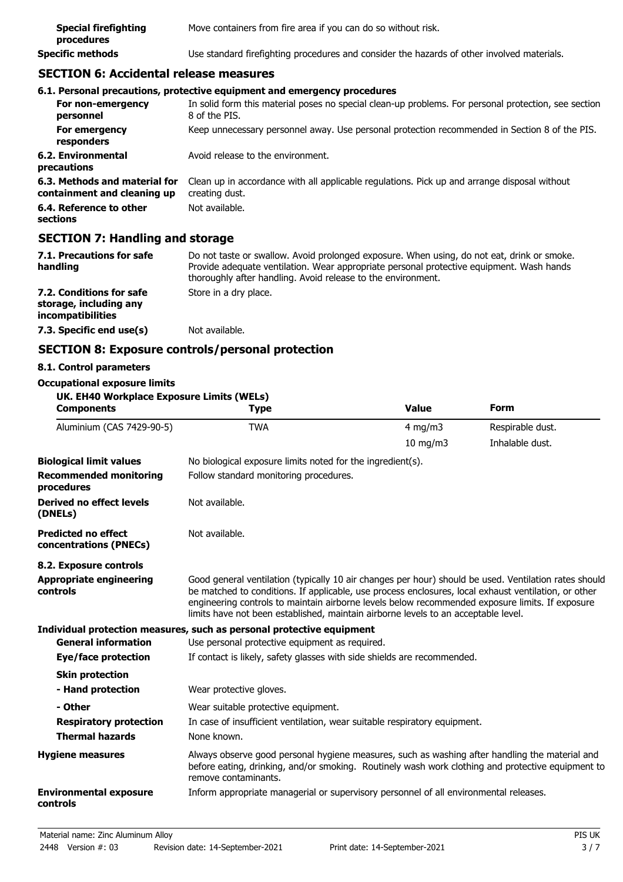| | |
|---|---|
| **Special firefighting procedures** | Move containers from fire area if you can do so without risk. |
| **Specific methods** | Use standard firefighting procedures and consider the hazards of other involved materials. |

## SECTION 6: Accidental release measures

### 6.1. Personal precautions, protective equipment and emergency procedures

| | |
|---|---|
| **For non-emergency personnel** | In solid form this material poses no special clean-up problems. For personal protection, see section 8 of the PIS. |
| **For emergency responders** | Keep unnecessary personnel away. Use personal protection recommended in Section 8 of the PIS. |
| **6.2. Environmental precautions** | Avoid release to the environment. |
| **6.3. Methods and material for containment and cleaning up** | Clean up in accordance with all applicable regulations. Pick up and arrange disposal without creating dust. |
| **6.4. Reference to other sections** | Not available. |

## SECTION 7: Handling and storage

| | |
|---|---|
| **7.1. Precautions for safe handling** | Do not taste or swallow. Avoid prolonged exposure. When using, do not eat, drink or smoke. Provide adequate ventilation. Wear appropriate personal protective equipment. Wash hands thoroughly after handling. Avoid release to the environment. |
| **7.2. Conditions for safe storage, including any incompatibilities** | Store in a dry place. |
| **7.3. Specific end use(s)** | Not available. |

## SECTION 8: Exposure controls/personal protection

### 8.1. Control parameters

**Occupational exposure limits**

**UK. EH40 Workplace Exposure Limits (WELs)**

| Components | Type | Value | Form |
|---|---|---|---|
| Aluminium (CAS 7429-90-5) | TWA | 4 mg/m3 | Respirable dust. |
| | | 10 mg/m3 | Inhalable dust. |

| | |
|---|---|
| **Biological limit values** | No biological exposure limits noted for the ingredient(s). |
| **Recommended monitoring procedures** | Follow standard monitoring procedures. |
| **Derived no effect levels (DNELs)** | Not available. |
| **Predicted no effect concentrations (PNECs)** | Not available. |

### 8.2. Exposure controls

| | |
|---|---|
| **Appropriate engineering controls** | Good general ventilation (typically 10 air changes per hour) should be used. Ventilation rates should be matched to conditions. If applicable, use process enclosures, local exhaust ventilation, or other engineering controls to maintain airborne levels below recommended exposure limits. If exposure limits have not been established, maintain airborne levels to an acceptable level. |

**Individual protection measures, such as personal protective equipment**

| | |
|---|---|
| **General information** | Use personal protective equipment as required. |
| **Eye/face protection** | If contact is likely, safety glasses with side shields are recommended. |
| **Skin protection** | |
| **- Hand protection** | Wear protective gloves. |
| **- Other** | Wear suitable protective equipment. |
| **Respiratory protection** | In case of insufficient ventilation, wear suitable respiratory equipment. |
| **Thermal hazards** | None known. |
| **Hygiene measures** | Always observe good personal hygiene measures, such as washing after handling the material and before eating, drinking, and/or smoking. Routinely wash work clothing and protective equipment to remove contaminants. |
| **Environmental exposure controls** | Inform appropriate managerial or supervisory personnel of all environmental releases. |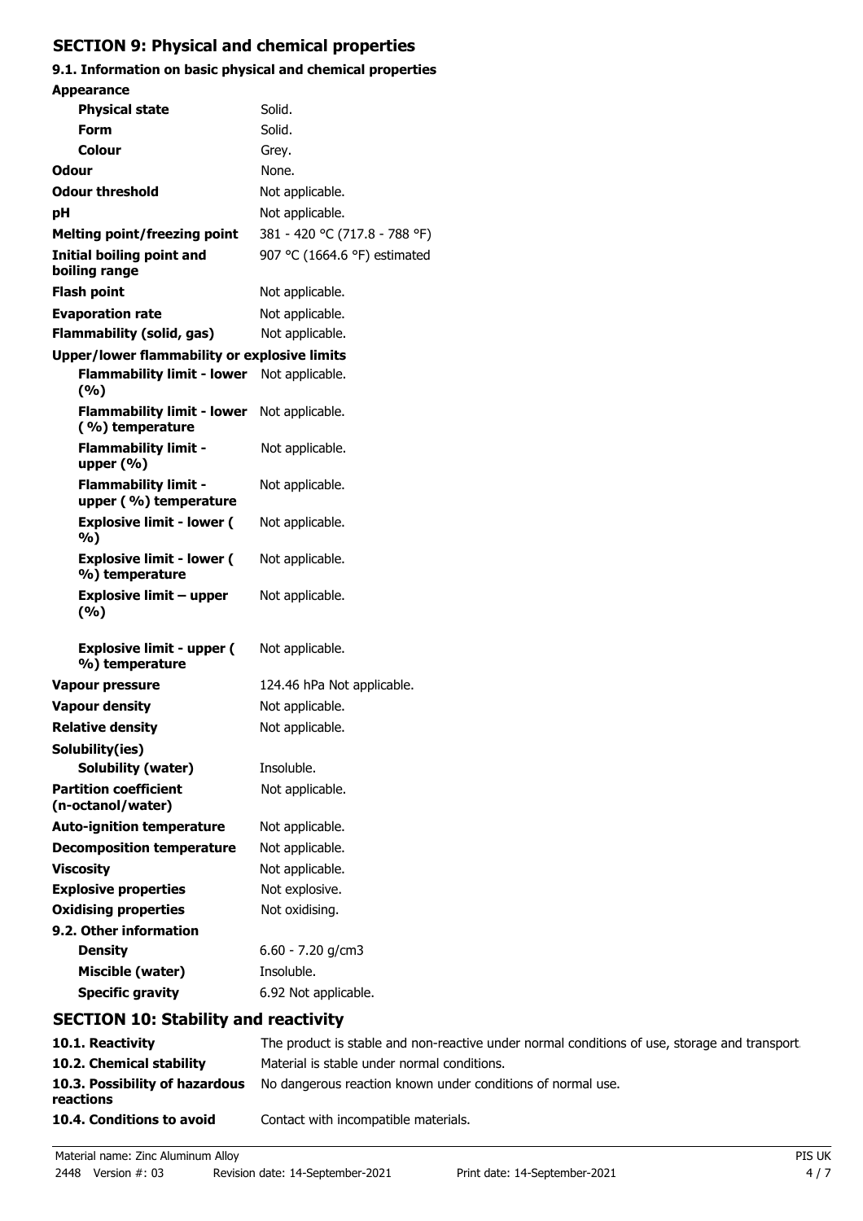## SECTION 9: Physical and chemical properties

### 9.1. Information on basic physical and chemical properties

| Property | Value |
|---|---|
| **Appearance** | |
| **Physical state** | Solid. |
| **Form** | Solid. |
| **Colour** | Grey. |
| **Odour** | None. |
| **Odour threshold** | Not applicable. |
| **pH** | Not applicable. |
| **Melting point/freezing point** | 381 - 420 °C (717.8 - 788 °F) |
| **Initial boiling point and boiling range** | 907 °C (1664.6 °F) estimated |
| **Flash point** | Not applicable. |
| **Evaporation rate** | Not applicable. |
| **Flammability (solid, gas)** | Not applicable. |
| **Upper/lower flammability or explosive limits** | |
| **Flammability limit - lower (%)** | Not applicable. |
| **Flammability limit - lower (%) temperature** | Not applicable. |
| **Flammability limit - upper (%)** | Not applicable. |
| **Flammability limit - upper (%) temperature** | Not applicable. |
| **Explosive limit - lower (%)** | Not applicable. |
| **Explosive limit - lower (%) temperature** | Not applicable. |
| **Explosive limit – upper (%)** | Not applicable. |
| **Explosive limit - upper (%) temperature** | Not applicable. |
| **Vapour pressure** | 124.46 hPa Not applicable. |
| **Vapour density** | Not applicable. |
| **Relative density** | Not applicable. |
| **Solubility(ies)** | |
| **Solubility (water)** | Insoluble. |
| **Partition coefficient (n-octanol/water)** | Not applicable. |
| **Auto-ignition temperature** | Not applicable. |
| **Decomposition temperature** | Not applicable. |
| **Viscosity** | Not applicable. |
| **Explosive properties** | Not explosive. |
| **Oxidising properties** | Not oxidising. |

### 9.2. Other information

| Property | Value |
|---|---|
| **Density** | 6.60 - 7.20 g/cm3 |
| **Miscible (water)** | Insoluble. |
| **Specific gravity** | 6.92 Not applicable. |

## SECTION 10: Stability and reactivity

| | |
|---|---|
| **10.1. Reactivity** | The product is stable and non-reactive under normal conditions of use, storage and transport. |
| **10.2. Chemical stability** | Material is stable under normal conditions. |
| **10.3. Possibility of hazardous reactions** | No dangerous reaction known under conditions of normal use. |
| **10.4. Conditions to avoid** | Contact with incompatible materials. |

Material name: Zinc Aluminum Alloy
2448 Version #: 03 Revision date: 14-September-2021 Print date: 14-September-2021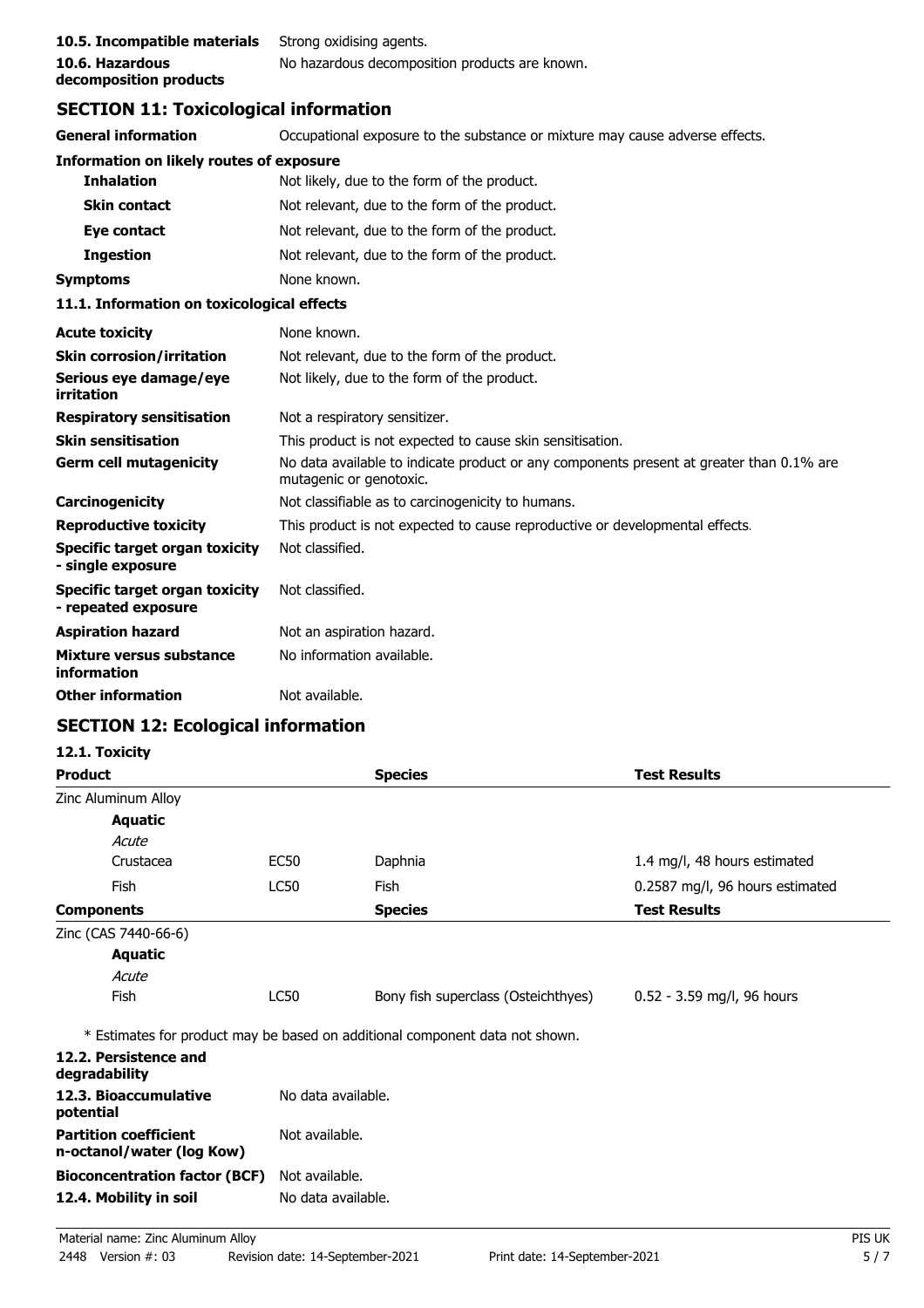| | |
|---|---|
| **10.5. Incompatible materials** | Strong oxidising agents. |
| **10.6. Hazardous decomposition products** | No hazardous decomposition products are known. |

## SECTION 11: Toxicological information

| | |
|---|---|
| **General information** | Occupational exposure to the substance or mixture may cause adverse effects. |

**Information on likely routes of exposure**

| | |
|---|---|
| **Inhalation** | Not likely, due to the form of the product. |
| **Skin contact** | Not relevant, due to the form of the product. |
| **Eye contact** | Not relevant, due to the form of the product. |
| **Ingestion** | Not relevant, due to the form of the product. |
| **Symptoms** | None known. |

**11.1. Information on toxicological effects**

| | |
|---|---|
| **Acute toxicity** | None known. |
| **Skin corrosion/irritation** | Not relevant, due to the form of the product. |
| **Serious eye damage/eye irritation** | Not likely, due to the form of the product. |
| **Respiratory sensitisation** | Not a respiratory sensitizer. |
| **Skin sensitisation** | This product is not expected to cause skin sensitisation. |
| **Germ cell mutagenicity** | No data available to indicate product or any components present at greater than 0.1% are mutagenic or genotoxic. |
| **Carcinogenicity** | Not classifiable as to carcinogenicity to humans. |
| **Reproductive toxicity** | This product is not expected to cause reproductive or developmental effects. |
| **Specific target organ toxicity - single exposure** | Not classified. |
| **Specific target organ toxicity - repeated exposure** | Not classified. |
| **Aspiration hazard** | Not an aspiration hazard. |
| **Mixture versus substance information** | No information available. |
| **Other information** | Not available. |

## SECTION 12: Ecological information

**12.1. Toxicity**

| **Product** | | **Species** | **Test Results** |
|---|---|---|---|
| Zinc Aluminum Alloy | | | |
| **Aquatic** | | | |
| *Acute* | | | |
| Crustacea | EC50 | Daphnia | 1.4 mg/l, 48 hours estimated |
| Fish | LC50 | Fish | 0.2587 mg/l, 96 hours estimated |
| **Components** | | **Species** | **Test Results** |
| Zinc (CAS 7440-66-6) | | | |
| **Aquatic** | | | |
| *Acute* | | | |
| Fish | LC50 | Bony fish superclass (Osteichthyes) | 0.52 - 3.59 mg/l, 96 hours |

* Estimates for product may be based on additional component data not shown.

| | |
|---|---|
| **12.2. Persistence and degradability** | |
| **12.3. Bioaccumulative potential** | No data available. |
| **Partition coefficient n-octanol/water (log Kow)** | Not available. |
| **Bioconcentration factor (BCF)** | Not available. |
| **12.4. Mobility in soil** | No data available. |

Material name: Zinc Aluminum Alloy
2448 Version #: 03 Revision date: 14-September-2021 Print date: 14-September-2021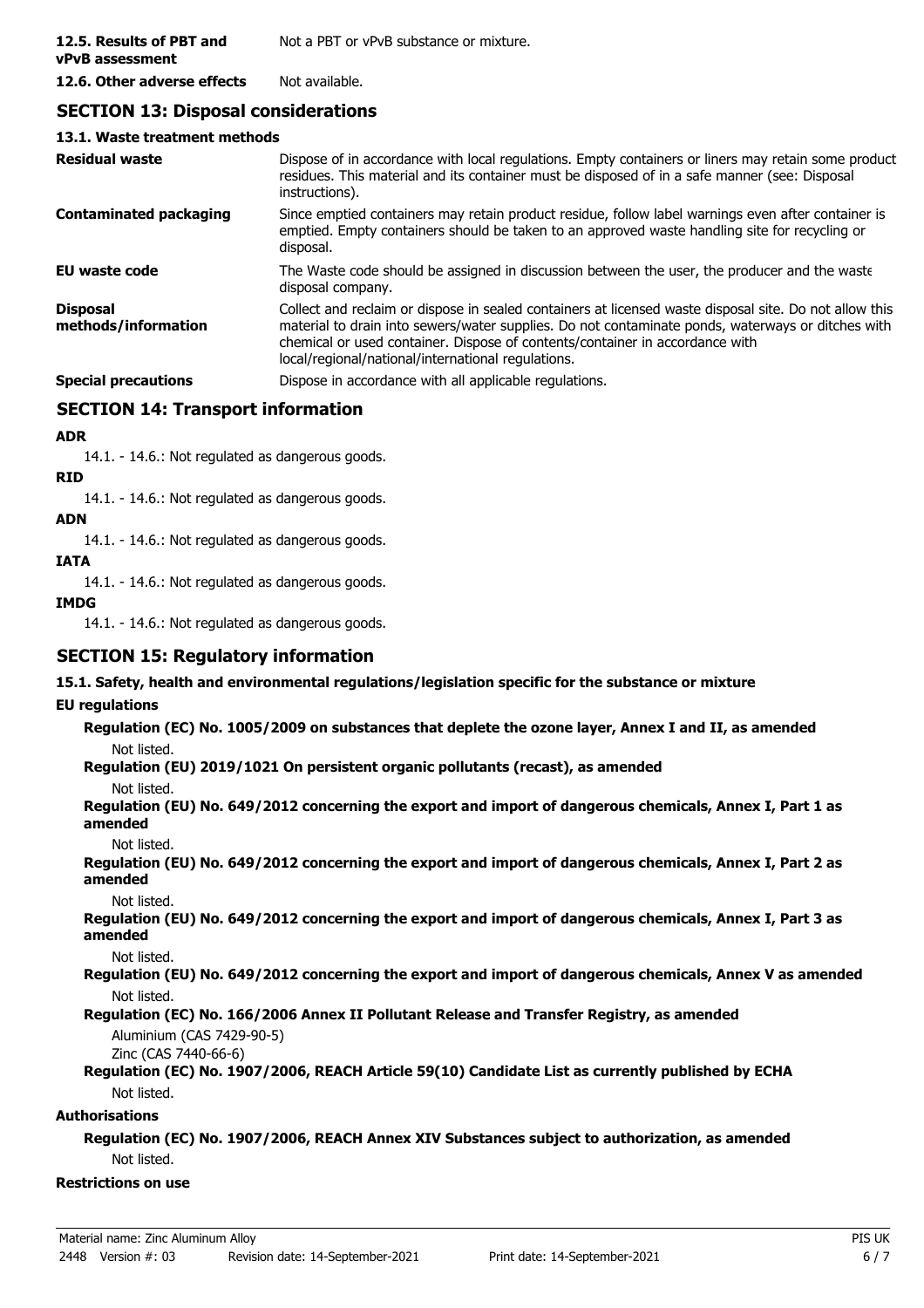**12.5. Results of PBT and vPvB assessment** Not a PBT or vPvB substance or mixture.

**12.6. Other adverse effects** Not available.

## SECTION 13: Disposal considerations

### 13.1. Waste treatment methods

**Residual waste** Dispose of in accordance with local regulations. Empty containers or liners may retain some product residues. This material and its container must be disposed of in a safe manner (see: Disposal instructions).

**Contaminated packaging** Since emptied containers may retain product residue, follow label warnings even after container is emptied. Empty containers should be taken to an approved waste handling site for recycling or disposal.

**EU waste code** The Waste code should be assigned in discussion between the user, the producer and the waste disposal company.

**Disposal methods/information** Collect and reclaim or dispose in sealed containers at licensed waste disposal site. Do not allow this material to drain into sewers/water supplies. Do not contaminate ponds, waterways or ditches with chemical or used container. Dispose of contents/container in accordance with local/regional/national/international regulations.

**Special precautions** Dispose in accordance with all applicable regulations.

## SECTION 14: Transport information

**ADR**

14.1. - 14.6.: Not regulated as dangerous goods.

**RID**

14.1. - 14.6.: Not regulated as dangerous goods.

**ADN**

14.1. - 14.6.: Not regulated as dangerous goods.

**IATA**

14.1. - 14.6.: Not regulated as dangerous goods.

**IMDG**

14.1. - 14.6.: Not regulated as dangerous goods.

## SECTION 15: Regulatory information

### 15.1. Safety, health and environmental regulations/legislation specific for the substance or mixture

**EU regulations**

**Regulation (EC) No. 1005/2009 on substances that deplete the ozone layer, Annex I and II, as amended**

Not listed.

**Regulation (EU) 2019/1021 On persistent organic pollutants (recast), as amended**

Not listed.

**Regulation (EU) No. 649/2012 concerning the export and import of dangerous chemicals, Annex I, Part 1 as amended**

Not listed.

**Regulation (EU) No. 649/2012 concerning the export and import of dangerous chemicals, Annex I, Part 2 as amended**

Not listed.

**Regulation (EU) No. 649/2012 concerning the export and import of dangerous chemicals, Annex I, Part 3 as amended**

Not listed.

**Regulation (EU) No. 649/2012 concerning the export and import of dangerous chemicals, Annex V as amended**

Not listed.

**Regulation (EC) No. 166/2006 Annex II Pollutant Release and Transfer Registry, as amended**

Aluminium (CAS 7429-90-5)
Zinc (CAS 7440-66-6)

**Regulation (EC) No. 1907/2006, REACH Article 59(10) Candidate List as currently published by ECHA**

Not listed.

**Authorisations**

**Regulation (EC) No. 1907/2006, REACH Annex XIV Substances subject to authorization, as amended**

Not listed.

**Restrictions on use**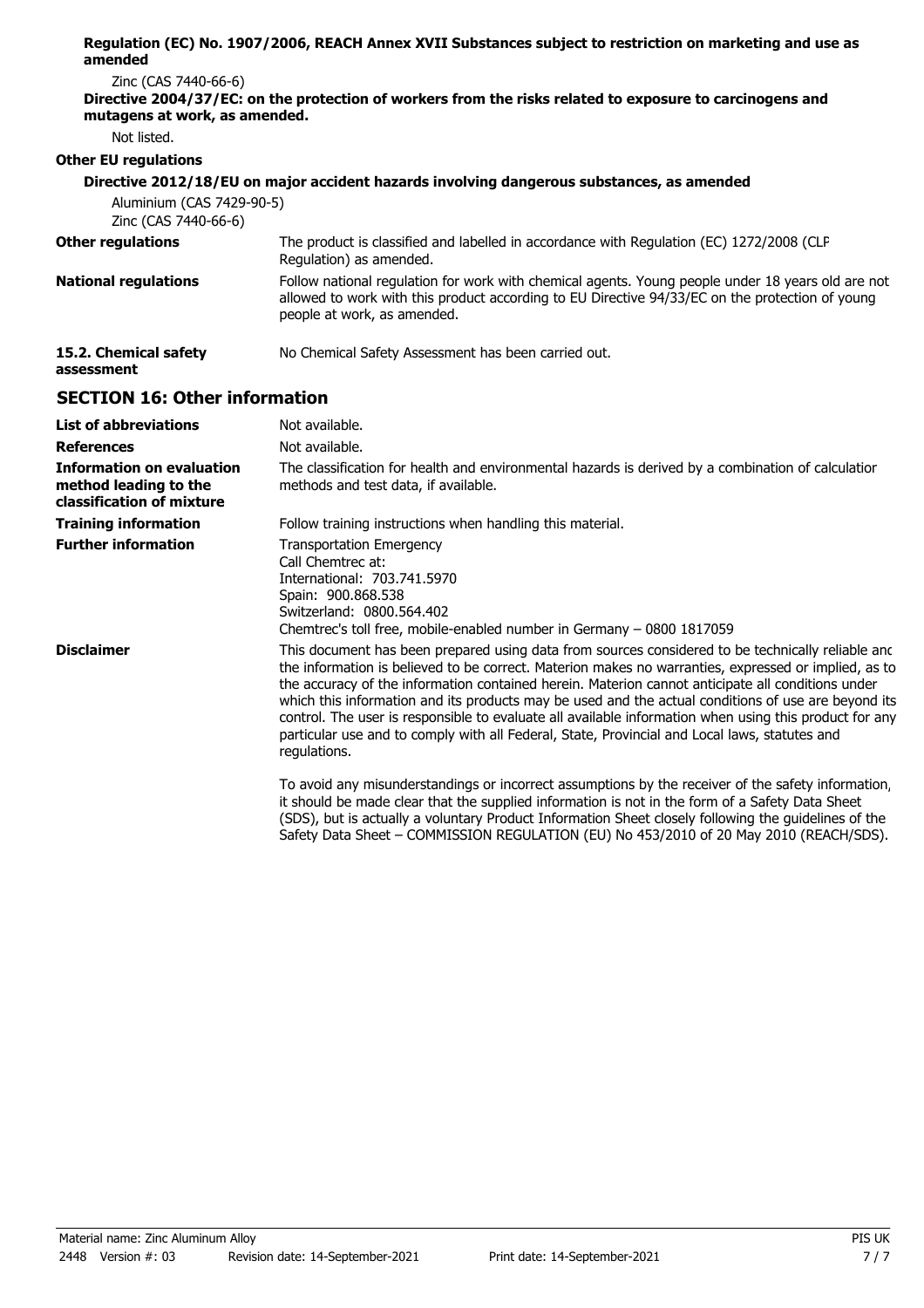**Regulation (EC) No. 1907/2006, REACH Annex XVII Substances subject to restriction on marketing and use as amended**

Zinc (CAS 7440-66-6)

**Directive 2004/37/EC: on the protection of workers from the risks related to exposure to carcinogens and mutagens at work, as amended.**

Not listed.

**Other EU regulations**

**Directive 2012/18/EU on major accident hazards involving dangerous substances, as amended**

Aluminium (CAS 7429-90-5)
Zinc (CAS 7440-66-6)

**Other regulations**

The product is classified and labelled in accordance with Regulation (EC) 1272/2008 (CLP Regulation) as amended.

**National regulations**

Follow national regulation for work with chemical agents. Young people under 18 years old are not allowed to work with this product according to EU Directive 94/33/EC on the protection of young people at work, as amended.

**15.2. Chemical safety assessment**

No Chemical Safety Assessment has been carried out.

## SECTION 16: Other information

**List of abbreviations**

Not available.

**References**

Not available.

**Information on evaluation method leading to the classification of mixture**

The classification for health and environmental hazards is derived by a combination of calculation methods and test data, if available.

**Training information**

Follow training instructions when handling this material.

**Further information**

Transportation Emergency
Call Chemtrec at:
International: 703.741.5970
Spain: 900.868.538
Switzerland: 0800.564.402
Chemtrec's toll free, mobile-enabled number in Germany – 0800 1817059

**Disclaimer**

This document has been prepared using data from sources considered to be technically reliable and the information is believed to be correct. Materion makes no warranties, expressed or implied, as to the accuracy of the information contained herein. Materion cannot anticipate all conditions under which this information and its products may be used and the actual conditions of use are beyond its control. The user is responsible to evaluate all available information when using this product for any particular use and to comply with all Federal, State, Provincial and Local laws, statutes and regulations.

To avoid any misunderstandings or incorrect assumptions by the receiver of the safety information, it should be made clear that the supplied information is not in the form of a Safety Data Sheet (SDS), but is actually a voluntary Product Information Sheet closely following the guidelines of the Safety Data Sheet – COMMISSION REGULATION (EU) No 453/2010 of 20 May 2010 (REACH/SDS).